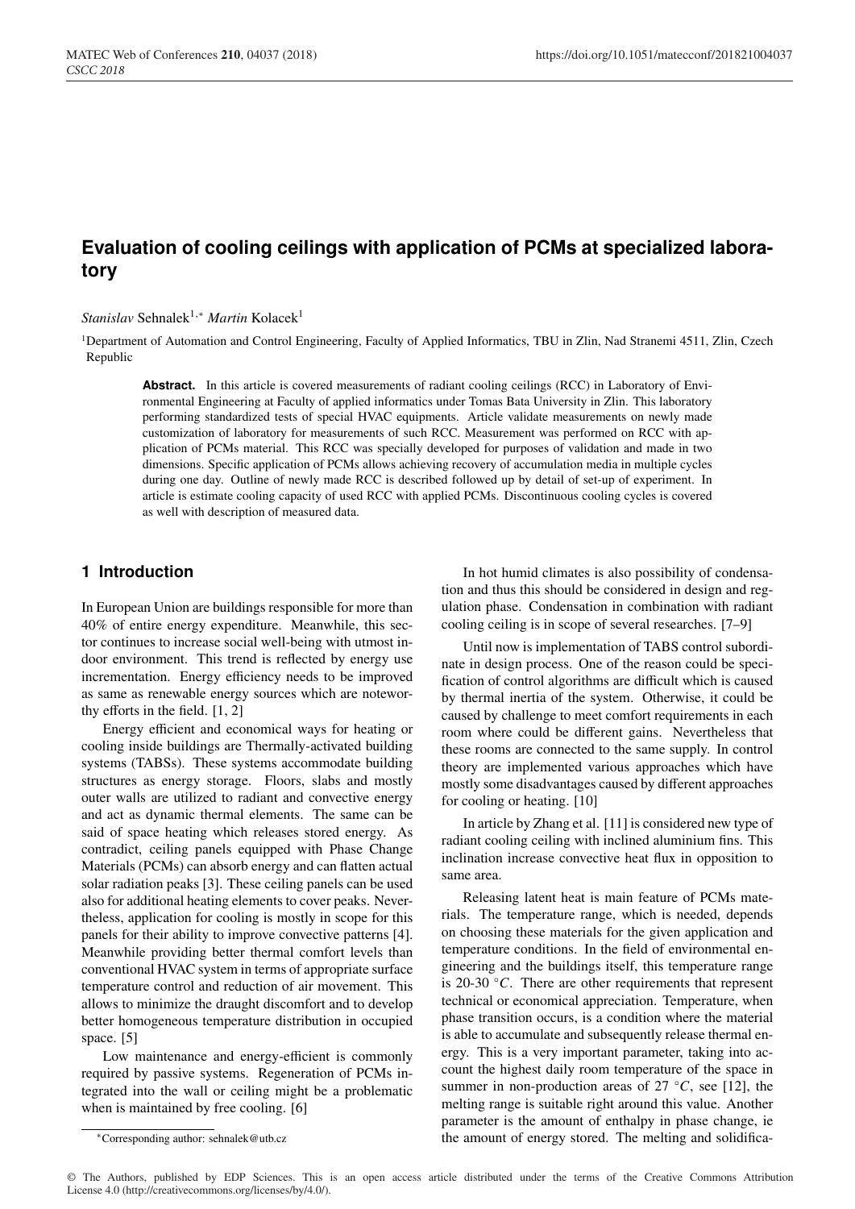# Evaluation of cooling ceilings with application of PCMs at specialized laboratory

*Stanislav* Sehnalek[1,*] *Martin* Kolacek[1]

[1]Department of Automation and Control Engineering, Faculty of Applied Informatics, TBU in Zlin, Nad Stranemi 4511, Zlin, Czech Republic

**Abstract.** In this article is covered measurements of radiant cooling ceilings (RCC) in Laboratory of Environmental Engineering at Faculty of applied informatics under Tomas Bata University in Zlin. This laboratory performing standardized tests of special HVAC equipments. Article validate measurements on newly made customization of laboratory for measurements of such RCC. Measurement was performed on RCC with application of PCMs material. This RCC was specially developed for purposes of validation and made in two dimensions. Specific application of PCMs allows achieving recovery of accumulation media in multiple cycles during one day. Outline of newly made RCC is described followed up by detail of set-up of experiment. In article is estimate cooling capacity of used RCC with applied PCMs. Discontinuous cooling cycles is covered as well with description of measured data.

## 1 Introduction

In European Union are buildings responsible for more than 40% of entire energy expenditure. Meanwhile, this sector continues to increase social well-being with utmost indoor environment. This trend is reflected by energy use incrementation. Energy efficiency needs to be improved as same as renewable energy sources which are noteworthy efforts in the field. [1, 2]

Energy efficient and economical ways for heating or cooling inside buildings are Thermally-activated building systems (TABSs). These systems accommodate building structures as energy storage. Floors, slabs and mostly outer walls are utilized to radiant and convective energy and act as dynamic thermal elements. The same can be said of space heating which releases stored energy. As contradict, ceiling panels equipped with Phase Change Materials (PCMs) can absorb energy and can flatten actual solar radiation peaks [3]. These ceiling panels can be used also for additional heating elements to cover peaks. Nevertheless, application for cooling is mostly in scope for this panels for their ability to improve convective patterns [4]. Meanwhile providing better thermal comfort levels than conventional HVAC system in terms of appropriate surface temperature control and reduction of air movement. This allows to minimize the draught discomfort and to develop better homogeneous temperature distribution in occupied space. [5]

Low maintenance and energy-efficient is commonly required by passive systems. Regeneration of PCMs integrated into the wall or ceiling might be a problematic when is maintained by free cooling. [6]

In hot humid climates is also possibility of condensation and thus this should be considered in design and regulation phase. Condensation in combination with radiant cooling ceiling is in scope of several researches. [7–9]

Until now is implementation of TABS control subordinate in design process. One of the reason could be specification of control algorithms are difficult which is caused by thermal inertia of the system. Otherwise, it could be caused by challenge to meet comfort requirements in each room where could be different gains. Nevertheless that these rooms are connected to the same supply. In control theory are implemented various approaches which have mostly some disadvantages caused by different approaches for cooling or heating. [10]

In article by Zhang et al. [11] is considered new type of radiant cooling ceiling with inclined aluminium fins. This inclination increase convective heat flux in opposition to same area.

Releasing latent heat is main feature of PCMs materials. The temperature range, which is needed, depends on choosing these materials for the given application and temperature conditions. In the field of environmental engineering and the buildings itself, this temperature range is 20-30 $^{\circ}C$. There are other requirements that represent technical or economical appreciation. Temperature, when phase transition occurs, is a condition where the material is able to accumulate and subsequently release thermal energy. This is a very important parameter, taking into account the highest daily room temperature of the space in summer in non-production areas of 27 $^{\circ}C$, see [12], the melting range is suitable right around this value. Another parameter is the amount of enthalpy in phase change, ie the amount of energy stored. The melting and solidifica-

*Corresponding author: sehnalek@utb.cz

© The Authors, published by EDP Sciences. This is an open access article distributed under the terms of the Creative Commons Attribution License 4.0 (http://creativecommons.org/licenses/by/4.0/).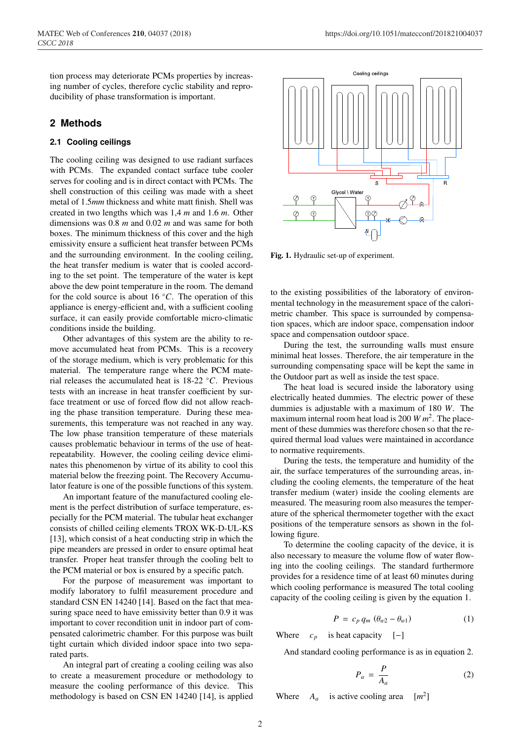tion process may deteriorate PCMs properties by increasing number of cycles, therefore cyclic stability and reproducibility of phase transformation is important.

## 2 Methods

### 2.1 Cooling ceilings

The cooling ceiling was designed to use radiant surfaces with PCMs. The expanded contact surface tube cooler serves for cooling and is in direct contact with PCMs. The shell construction of this ceiling was made with a sheet metal of 1.5*mm* thickness and white matt finish. Shell was created in two lengths which was 1,4 *m* and 1.6 *m*. Other dimensions was 0.8 *m* and 0.02 *m* was same for both boxes. The minimum thickness of this cover and the high emissivity ensure a sufficient heat transfer between PCMs and the surrounding environment. In the cooling ceiling, the heat transfer medium is water that is cooled according to the set point. The temperature of the water is kept above the dew point temperature in the room. The demand for the cold source is about 16 °*C*. The operation of this appliance is energy-efficient and, with a sufficient cooling surface, it can easily provide comfortable micro-climatic conditions inside the building.

Other advantages of this system are the ability to remove accumulated heat from PCMs. This is a recovery of the storage medium, which is very problematic for this material. The temperature range where the PCM material releases the accumulated heat is 18-22 °*C*. Previous tests with an increase in heat transfer coefficient by surface treatment or use of forced flow did not allow reaching the phase transition temperature. During these measurements, this temperature was not reached in any way. The low phase transition temperature of these materials causes problematic behaviour in terms of the use of heat-repeatability. However, the cooling ceiling device eliminates this phenomenon by virtue of its ability to cool this material below the freezing point. The Recovery Accumulator feature is one of the possible functions of this system.

An important feature of the manufactured cooling element is the perfect distribution of surface temperature, especially for the PCM material. The tubular heat exchanger consists of chilled ceiling elements TROX WK-D-UL-KS [13], which consist of a heat conducting strip in which the pipe meanders are pressed in order to ensure optimal heat transfer. Proper heat transfer through the cooling belt to the PCM material or box is ensured by a specific patch.

For the purpose of measurement was important to modify laboratory to fulfil measurement procedure and standard CSN EN 14240 [14]. Based on the fact that measuring space need to have emissivity better than 0.9 it was important to cover recondition unit in indoor part of compensated calorimetric chamber. For this purpose was built tight curtain which divided indoor space into two separated parts.

An integral part of creating a cooling ceiling was also to create a measurement procedure or methodology to measure the cooling performance of this device. This methodology is based on CSN EN 14240 [14], is applied to the existing possibilities of the laboratory of environmental technology in the measurement space of the calorimetric chamber. This space is surrounded by compensation spaces, which are indoor space, compensation indoor space and compensation outdoor space.

**Fig. 1.** Hydraulic set-up of experiment.

During the test, the surrounding walls must ensure minimal heat losses. Therefore, the air temperature in the surrounding compensating space will be kept the same in the Outdoor part as well as inside the test space.

The heat load is secured inside the laboratory using electrically heated dummies. The electric power of these dummies is adjustable with a maximum of 180 *W*. The maximum internal room heat load is 200 $W\,m^2$. The placement of these dummies was therefore chosen so that the required thermal load values were maintained in accordance to normative requirements.

During the tests, the temperature and humidity of the air, the surface temperatures of the surrounding areas, including the cooling elements, the temperature of the heat transfer medium (water) inside the cooling elements are measured. The measuring room also measures the temperature of the spherical thermometer together with the exact positions of the temperature sensors as shown in the following figure.

To determine the cooling capacity of the device, it is also necessary to measure the volume flow of water flowing into the cooling ceilings. The standard furthermore provides for a residence time of at least 60 minutes during which cooling performance is measured The total cooling capacity of the cooling ceiling is given by the equation 1.

$$P = c_p\, q_m\, (\theta_{w2} - \theta_{w1}) \tag{1}$$

Where $c_p$ is heat capacity $[-]$

And standard cooling performance is as in equation 2.

$$P_a = \frac{P}{A_a} \tag{2}$$

Where $A_a$ is active cooling area $[m^2]$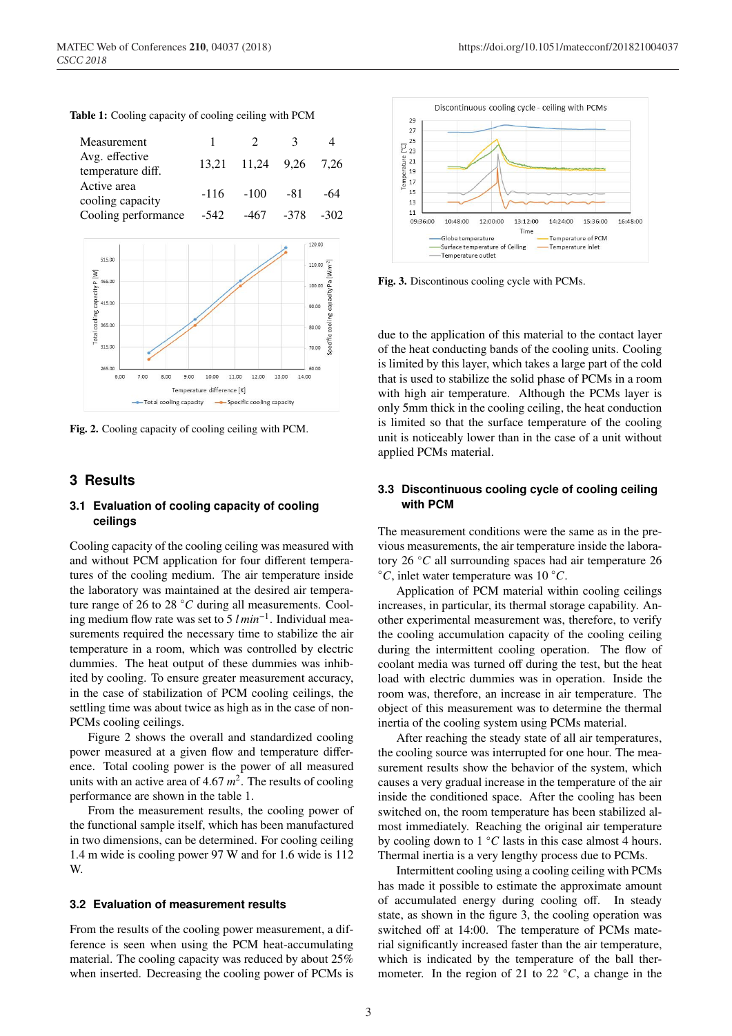**Table 1:** Cooling capacity of cooling ceiling with PCM

| Measurement | 1 | 2 | 3 | 4 |
|---|---|---|---|---|
| Avg. effective temperature diff. | 13,21 | 11,24 | 9,26 | 7,26 |
| Active area cooling capacity | -116 | -100 | -81 | -64 |
| Cooling performance | -542 | -467 | -378 | -302 |

**Fig. 2.** Cooling capacity of cooling ceiling with PCM.

## 3 Results

### 3.1 Evaluation of cooling capacity of cooling ceilings

Cooling capacity of the cooling ceiling was measured with and without PCM application for four different temperatures of the cooling medium. The air temperature inside the laboratory was maintained at the desired air temperature range of 26 to 28 °$C$ during all measurements. Cooling medium flow rate was set to 5 $l\,min^{-1}$. Individual measurements required the necessary time to stabilize the air temperature in a room, which was controlled by electric dummies. The heat output of these dummies was inhibited by cooling. To ensure greater measurement accuracy, in the case of stabilization of PCM cooling ceilings, the settling time was about twice as high as in the case of non-PCMs cooling ceilings.

Figure 2 shows the overall and standardized cooling power measured at a given flow and temperature difference. Total cooling power is the power of all measured units with an active area of 4.67 $m^2$. The results of cooling performance are shown in the table 1.

From the measurement results, the cooling power of the functional sample itself, which has been manufactured in two dimensions, can be determined. For cooling ceiling 1.4 m wide is cooling power 97 W and for 1.6 wide is 112 W.

### 3.2 Evaluation of measurement results

From the results of the cooling power measurement, a difference is seen when using the PCM heat-accumulating material. The cooling capacity was reduced by about 25% when inserted. Decreasing the cooling power of PCMs is due to the application of this material to the contact layer of the heat conducting bands of the cooling units. Cooling is limited by this layer, which takes a large part of the cold that is used to stabilize the solid phase of PCMs in a room with high air temperature. Although the PCMs layer is only 5mm thick in the cooling ceiling, the heat conduction is limited so that the surface temperature of the cooling unit is noticeably lower than in the case of a unit without applied PCMs material.

**Fig. 3.** Discontinous cooling cycle with PCMs.

### 3.3 Discontinuous cooling cycle of cooling ceiling with PCM

The measurement conditions were the same as in the previous measurements, the air temperature inside the laboratory 26 °$C$ all surrounding spaces had air temperature 26 °$C$, inlet water temperature was 10 °$C$.

Application of PCM material within cooling ceilings increases, in particular, its thermal storage capability. Another experimental measurement was, therefore, to verify the cooling accumulation capacity of the cooling ceiling during the intermittent cooling operation. The flow of coolant media was turned off during the test, but the heat load with electric dummies was in operation. Inside the room was, therefore, an increase in air temperature. The object of this measurement was to determine the thermal inertia of the cooling system using PCMs material.

After reaching the steady state of all air temperatures, the cooling source was interrupted for one hour. The measurement results show the behavior of the system, which causes a very gradual increase in the temperature of the air inside the conditioned space. After the cooling has been switched on, the room temperature has been stabilized almost immediately. Reaching the original air temperature by cooling down to 1 °$C$ lasts in this case almost 4 hours. Thermal inertia is a very lengthy process due to PCMs.

Intermittent cooling using a cooling ceiling with PCMs has made it possible to estimate the approximate amount of accumulated energy during cooling off. In steady state, as shown in the figure 3, the cooling operation was switched off at 14:00. The temperature of PCMs material significantly increased faster than the air temperature, which is indicated by the temperature of the ball thermometer. In the region of 21 to 22 °$C$, a change in the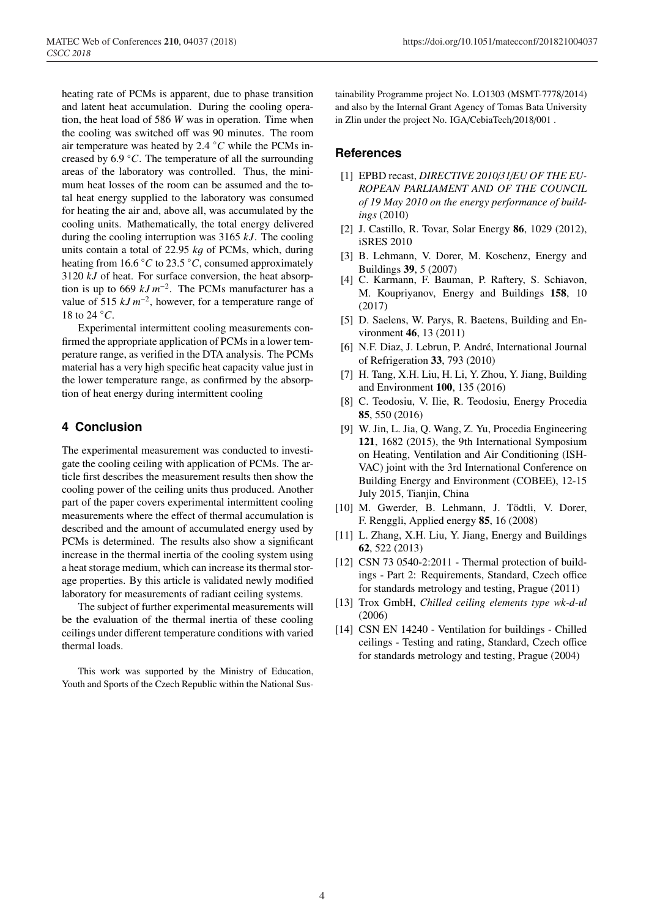heating rate of PCMs is apparent, due to phase transition and latent heat accumulation. During the cooling operation, the heat load of 586 $W$ was in operation. Time when the cooling was switched off was 90 minutes. The room air temperature was heated by 2.4 $^{\circ}C$ while the PCMs increased by 6.9 $^{\circ}C$. The temperature of all the surrounding areas of the laboratory was controlled. Thus, the minimum heat losses of the room can be assumed and the total heat energy supplied to the laboratory was consumed for heating the air and, above all, was accumulated by the cooling units. Mathematically, the total energy delivered during the cooling interruption was 3165 $kJ$. The cooling units contain a total of 22.95 $kg$ of PCMs, which, during heating from 16.6 $^{\circ}C$ to 23.5 $^{\circ}C$, consumed approximately 3120 $kJ$ of heat. For surface conversion, the heat absorption is up to 669 $kJ\,m^{-2}$. The PCMs manufacturer has a value of 515 $kJ\,m^{-2}$, however, for a temperature range of 18 to 24 $^{\circ}C$.

Experimental intermittent cooling measurements confirmed the appropriate application of PCMs in a lower temperature range, as verified in the DTA analysis. The PCMs material has a very high specific heat capacity value just in the lower temperature range, as confirmed by the absorption of heat energy during intermittent cooling

## 4 Conclusion

The experimental measurement was conducted to investigate the cooling ceiling with application of PCMs. The article first describes the measurement results then show the cooling power of the ceiling units thus produced. Another part of the paper covers experimental intermittent cooling measurements where the effect of thermal accumulation is described and the amount of accumulated energy used by PCMs is determined. The results also show a significant increase in the thermal inertia of the cooling system using a heat storage medium, which can increase its thermal storage properties. By this article is validated newly modified laboratory for measurements of radiant ceiling systems.

The subject of further experimental measurements will be the evaluation of the thermal inertia of these cooling ceilings under different temperature conditions with varied thermal loads.

This work was supported by the Ministry of Education, Youth and Sports of the Czech Republic within the National Sustainability Programme project No. LO1303 (MSMT-7778/2014) and also by the Internal Grant Agency of Tomas Bata University in Zlin under the project No. IGA/CebiaTech/2018/001 .

## References

[1] EPBD recast, *DIRECTIVE 2010/31/EU OF THE EUROPEAN PARLIAMENT AND OF THE COUNCIL of 19 May 2010 on the energy performance of buildings* (2010)

[2] J. Castillo, R. Tovar, Solar Energy **86**, 1029 (2012), iSRES 2010

[3] B. Lehmann, V. Dorer, M. Koschenz, Energy and Buildings **39**, 5 (2007)

[4] C. Karmann, F. Bauman, P. Raftery, S. Schiavon, M. Koupriyanov, Energy and Buildings **158**, 10 (2017)

[5] D. Saelens, W. Parys, R. Baetens, Building and Environment **46**, 13 (2011)

[6] N.F. Diaz, J. Lebrun, P. André, International Journal of Refrigeration **33**, 793 (2010)

[7] H. Tang, X.H. Liu, H. Li, Y. Zhou, Y. Jiang, Building and Environment **100**, 135 (2016)

[8] C. Teodosiu, V. Ilie, R. Teodosiu, Energy Procedia **85**, 550 (2016)

[9] W. Jin, L. Jia, Q. Wang, Z. Yu, Procedia Engineering **121**, 1682 (2015), the 9th International Symposium on Heating, Ventilation and Air Conditioning (ISHVAC) joint with the 3rd International Conference on Building Energy and Environment (COBEE), 12-15 July 2015, Tianjin, China

[10] M. Gwerder, B. Lehmann, J. Tödtli, V. Dorer, F. Renggli, Applied energy **85**, 16 (2008)

[11] L. Zhang, X.H. Liu, Y. Jiang, Energy and Buildings **62**, 522 (2013)

[12] CSN 73 0540-2:2011 - Thermal protection of buildings - Part 2: Requirements, Standard, Czech office for standards metrology and testing, Prague (2011)

[13] Trox GmbH, *Chilled ceiling elements type wk-d-ul* (2006)

[14] CSN EN 14240 - Ventilation for buildings - Chilled ceilings - Testing and rating, Standard, Czech office for standards metrology and testing, Prague (2004)